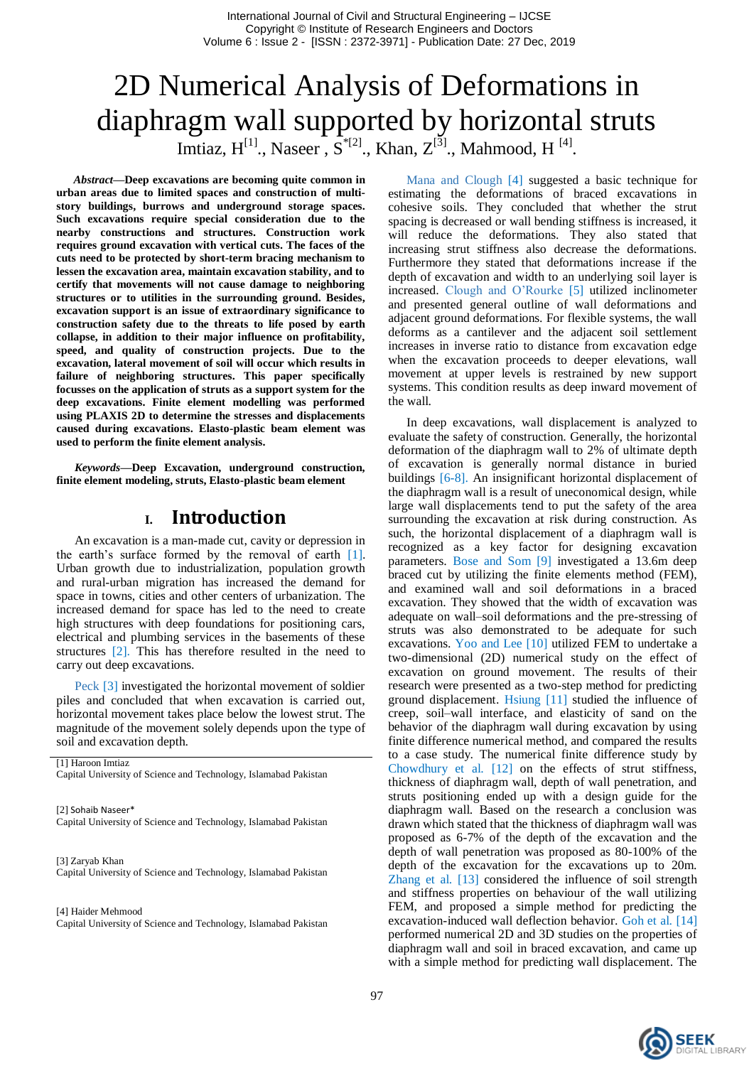# 2D Numerical Analysis of Deformations in diaphragm wall supported by horizontal struts

Imtiaz, H[1]., Naseer , S*[2]., Khan, Z[3]., Mahmood, H [4].

***Abstract*—Deep excavations are becoming quite common in urban areas due to limited spaces and construction of multi-story buildings, burrows and underground storage spaces. Such excavations require special consideration due to the nearby constructions and structures. Construction work requires ground excavation with vertical cuts. The faces of the cuts need to be protected by short-term bracing mechanism to lessen the excavation area, maintain excavation stability, and to certify that movements will not cause damage to neighboring structures or to utilities in the surrounding ground. Besides, excavation support is an issue of extraordinary significance to construction safety due to the threats to life posed by earth collapse, in addition to their major influence on profitability, speed, and quality of construction projects. Due to the excavation, lateral movement of soil will occur which results in failure of neighboring structures. This paper specifically focusses on the application of struts as a support system for the deep excavations. Finite element modelling was performed using PLAXIS 2D to determine the stresses and displacements caused during excavations. Elasto-plastic beam element was used to perform the finite element analysis.**

***Keywords*—Deep Excavation, underground construction, finite element modeling, struts, Elasto-plastic beam element**

## I. Introduction

An excavation is a man-made cut, cavity or depression in the earth's surface formed by the removal of earth [1]. Urban growth due to industrialization, population growth and rural-urban migration has increased the demand for space in towns, cities and other centers of urbanization. The increased demand for space has led to the need to create high structures with deep foundations for positioning cars, electrical and plumbing services in the basements of these structures [2]. This has therefore resulted in the need to carry out deep excavations.

Peck [3] investigated the horizontal movement of soldier piles and concluded that when excavation is carried out, horizontal movement takes place below the lowest strut. The magnitude of the movement solely depends upon the type of soil and excavation depth.

[1] Haroon Imtiaz
Capital University of Science and Technology, Islamabad Pakistan

[2] Sohaib Naseer*
Capital University of Science and Technology, Islamabad Pakistan

[3] Zaryab Khan
Capital University of Science and Technology, Islamabad Pakistan

[4] Haider Mehmood
Capital University of Science and Technology, Islamabad Pakistan

Mana and Clough [4] suggested a basic technique for estimating the deformations of braced excavations in cohesive soils. They concluded that whether the strut spacing is decreased or wall bending stiffness is increased, it will reduce the deformations. They also stated that increasing strut stiffness also decrease the deformations. Furthermore they stated that deformations increase if the depth of excavation and width to an underlying soil layer is increased. Clough and O'Rourke [5] utilized inclinometer and presented general outline of wall deformations and adjacent ground deformations. For flexible systems, the wall deforms as a cantilever and the adjacent soil settlement increases in inverse ratio to distance from excavation edge when the excavation proceeds to deeper elevations, wall movement at upper levels is restrained by new support systems. This condition results as deep inward movement of the wall.

In deep excavations, wall displacement is analyzed to evaluate the safety of construction. Generally, the horizontal deformation of the diaphragm wall to 2% of ultimate depth of excavation is generally normal distance in buried buildings [6-8]. An insignificant horizontal displacement of the diaphragm wall is a result of uneconomical design, while large wall displacements tend to put the safety of the area surrounding the excavation at risk during construction. As such, the horizontal displacement of a diaphragm wall is recognized as a key factor for designing excavation parameters. Bose and Som [9] investigated a 13.6m deep braced cut by utilizing the finite elements method (FEM), and examined wall and soil deformations in a braced excavation. They showed that the width of excavation was adequate on wall–soil deformations and the pre-stressing of struts was also demonstrated to be adequate for such excavations. Yoo and Lee [10] utilized FEM to undertake a two-dimensional (2D) numerical study on the effect of excavation on ground movement. The results of their research were presented as a two-step method for predicting ground displacement. Hsiung [11] studied the influence of creep, soil–wall interface, and elasticity of sand on the behavior of the diaphragm wall during excavation by using finite difference numerical method, and compared the results to a case study. The numerical finite difference study by Chowdhury et al. [12] on the effects of strut stiffness, thickness of diaphragm wall, depth of wall penetration, and struts positioning ended up with a design guide for the diaphragm wall. Based on the research a conclusion was drawn which stated that the thickness of diaphragm wall was proposed as 6-7% of the depth of the excavation and the depth of wall penetration was proposed as 80-100% of the depth of the excavation for the excavations up to 20m. Zhang et al. [13] considered the influence of soil strength and stiffness properties on behaviour of the wall utilizing FEM, and proposed a simple method for predicting the excavation-induced wall deflection behavior. Goh et al. [14] performed numerical 2D and 3D studies on the properties of diaphragm wall and soil in braced excavation, and came up with a simple method for predicting wall displacement. The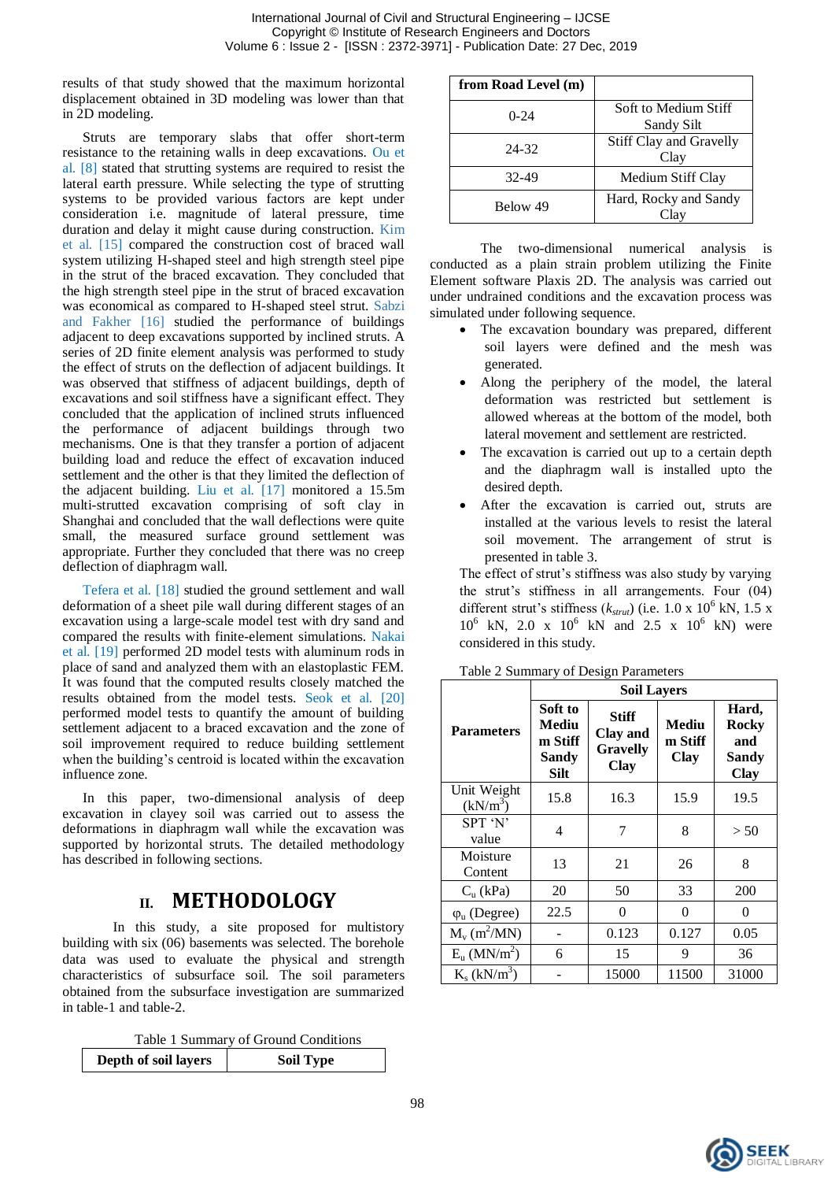results of that study showed that the maximum horizontal displacement obtained in 3D modeling was lower than that in 2D modeling.

Struts are temporary slabs that offer short-term resistance to the retaining walls in deep excavations. Ou et al. [8] stated that strutting systems are required to resist the lateral earth pressure. While selecting the type of strutting systems to be provided various factors are kept under consideration i.e. magnitude of lateral pressure, time duration and delay it might cause during construction. Kim et al. [15] compared the construction cost of braced wall system utilizing H-shaped steel and high strength steel pipe in the strut of the braced excavation. They concluded that the high strength steel pipe in the strut of the braced excavation was economical as compared to H-shaped steel strut. Sabzi and Fakher [16] studied the performance of buildings adjacent to deep excavations supported by inclined struts. A series of 2D finite element analysis was performed to study the effect of struts on the deflection of adjacent buildings. It was observed that stiffness of adjacent buildings, depth of excavations and soil stiffness have a significant effect. They concluded that the application of inclined struts influenced the performance of adjacent buildings through two mechanisms. One is that they transfer a portion of adjacent building load and reduce the effect of excavation induced settlement and the other is that they limited the deflection of the adjacent building. Liu et al. [17] monitored a 15.5m multi-strutted excavation comprising of soft clay in Shanghai and concluded that the wall deflections were quite small, the measured surface ground settlement was appropriate. Further they concluded that there was no creep deflection of diaphragm wall.

Tefera et al. [18] studied the ground settlement and wall deformation of a sheet pile wall during different stages of an excavation using a large-scale model test with dry sand and compared the results with finite-element simulations. Nakai et al. [19] performed 2D model tests with aluminum rods in place of sand and analyzed them with an elastoplastic FEM. It was found that the computed results closely matched the results obtained from the model tests. Seok et al. [20] performed model tests to quantify the amount of building settlement adjacent to a braced excavation and the zone of soil improvement required to reduce building settlement when the building's centroid is located within the excavation influence zone.

In this paper, two-dimensional analysis of deep excavation in clayey soil was carried out to assess the deformations in diaphragm wall while the excavation was supported by horizontal struts. The detailed methodology has described in following sections.

## II. METHODOLOGY

In this study, a site proposed for multistory building with six (06) basements was selected. The borehole data was used to evaluate the physical and strength characteristics of subsurface soil. The soil parameters obtained from the subsurface investigation are summarized in table-1 and table-2.

Table 1 Summary of Ground Conditions

| Depth of soil layers from Road Level (m) | Soil Type |
|---|---|
| 0-24 | Soft to Medium Stiff Sandy Silt |
| 24-32 | Stiff Clay and Gravelly Clay |
| 32-49 | Medium Stiff Clay |
| Below 49 | Hard, Rocky and Sandy Clay |

The two-dimensional numerical analysis is conducted as a plain strain problem utilizing the Finite Element software Plaxis 2D. The analysis was carried out under undrained conditions and the excavation process was simulated under following sequence.

- The excavation boundary was prepared, different soil layers were defined and the mesh was generated.
- Along the periphery of the model, the lateral deformation was restricted but settlement is allowed whereas at the bottom of the model, both lateral movement and settlement are restricted.
- The excavation is carried out up to a certain depth and the diaphragm wall is installed upto the desired depth.
- After the excavation is carried out, struts are installed at the various levels to resist the lateral soil movement. The arrangement of strut is presented in table 3.

The effect of strut's stiffness was also study by varying the strut's stiffness in all arrangements. Four (04) different strut's stiffness ($k_{strut}$) (i.e. 1.0 x $10^6$ kN, 1.5 x $10^6$ kN, 2.0 x $10^6$ kN and 2.5 x $10^6$ kN) were considered in this study.

Table 2 Summary of Design Parameters

| Parameters | Soil Layers | | | |
|---|---|---|---|---|
| | **Soft to Medium Stiff Sandy Silt** | **Stiff Clay and Gravelly Clay** | **Medium Stiff Clay** | **Hard, Rocky and Sandy Clay** |
| Unit Weight ($kN/m^3$) | 15.8 | 16.3 | 15.9 | 19.5 |
| SPT 'N' value | 4 | 7 | 8 | > 50 |
| Moisture Content | 13 | 21 | 26 | 8 |
| $C_u$ (kPa) | 20 | 50 | 33 | 200 |
| $\varphi_u$ (Degree) | 22.5 | 0 | 0 | 0 |
| $M_v$ ($m^2$/MN) | - | 0.123 | 0.127 | 0.05 |
| $E_u$ (MN/$m^2$) | 6 | 15 | 9 | 36 |
| $K_s$ (kN/$m^3$) | - | 15000 | 11500 | 31000 |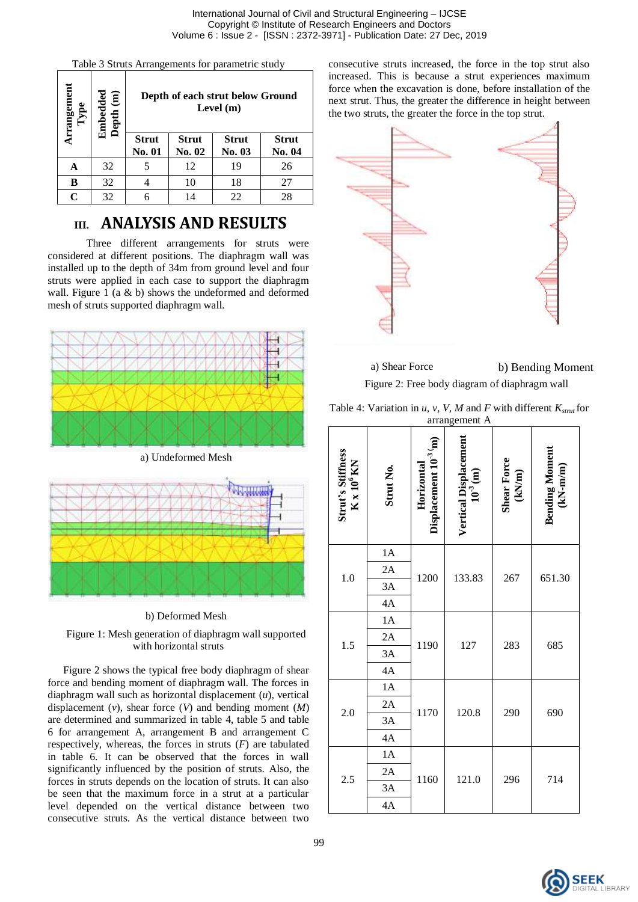Table 3 Struts Arrangements for parametric study

| Arrangement Type | Embedded Depth (m) | Depth of each strut below Ground Level (m) | | | |
|---|---|---|---|---|---|
| | | Strut No. 01 | Strut No. 02 | Strut No. 03 | Strut No. 04 |
| **A** | 32 | 5 | 12 | 19 | 26 |
| **B** | 32 | 4 | 10 | 18 | 27 |
| **C** | 32 | 6 | 14 | 22 | 28 |

## III. ANALYSIS AND RESULTS

Three different arrangements for struts were considered at different positions. The diaphragm wall was installed up to the depth of 34m from ground level and four struts were applied in each case to support the diaphragm wall. Figure 1 (a & b) shows the undeformed and deformed mesh of struts supported diaphragm wall.

a) Undeformed Mesh

b) Deformed Mesh

Figure 1: Mesh generation of diaphragm wall supported with horizontal struts

Figure 2 shows the typical free body diaphragm of shear force and bending moment of diaphragm wall. The forces in diaphragm wall such as horizontal displacement ($u$), vertical displacement ($v$), shear force ($V$) and bending moment ($M$) are determined and summarized in table 4, table 5 and table 6 for arrangement A, arrangement B and arrangement C respectively, whereas, the forces in struts ($F$) are tabulated in table 6. It can be observed that the forces in wall significantly influenced by the position of struts. Also, the forces in struts depends on the location of struts. It can also be seen that the maximum force in a strut at a particular level depended on the vertical distance between two consecutive struts. As the vertical distance between two consecutive struts increased, the force in the top strut also increased. This is because a strut experiences maximum force when the excavation is done, before installation of the next strut. Thus, the greater the difference in height between the two struts, the greater the force in the top strut.

a) Shear Force b) Bending Moment

Figure 2: Free body diagram of diaphragm wall

Table 4: Variation in $u$, $v$, $V$, $M$ and $F$ with different $K_{strut}$ for arrangement A

| Strut's Stiffness $K \times 10^6$ KN | Strut No. | Horizontal Displacement $10^{-3}$ (m) | Vertical Displacement $10^{-3}$ (m) | Shear Force (kN/m) | Bending Moment (kN-m/m) |
|---|---|---|---|---|---|
| 1.0 | 1A | 1200 | 133.83 | 267 | 651.30 |
| | 2A | | | | |
| | 3A | | | | |
| | 4A | | | | |
| 1.5 | 1A | 1190 | 127 | 283 | 685 |
| | 2A | | | | |
| | 3A | | | | |
| | 4A | | | | |
| 2.0 | 1A | 1170 | 120.8 | 290 | 690 |
| | 2A | | | | |
| | 3A | | | | |
| | 4A | | | | |
| 2.5 | 1A | 1160 | 121.0 | 296 | 714 |
| | 2A | | | | |
| | 3A | | | | |
| | 4A | | | | |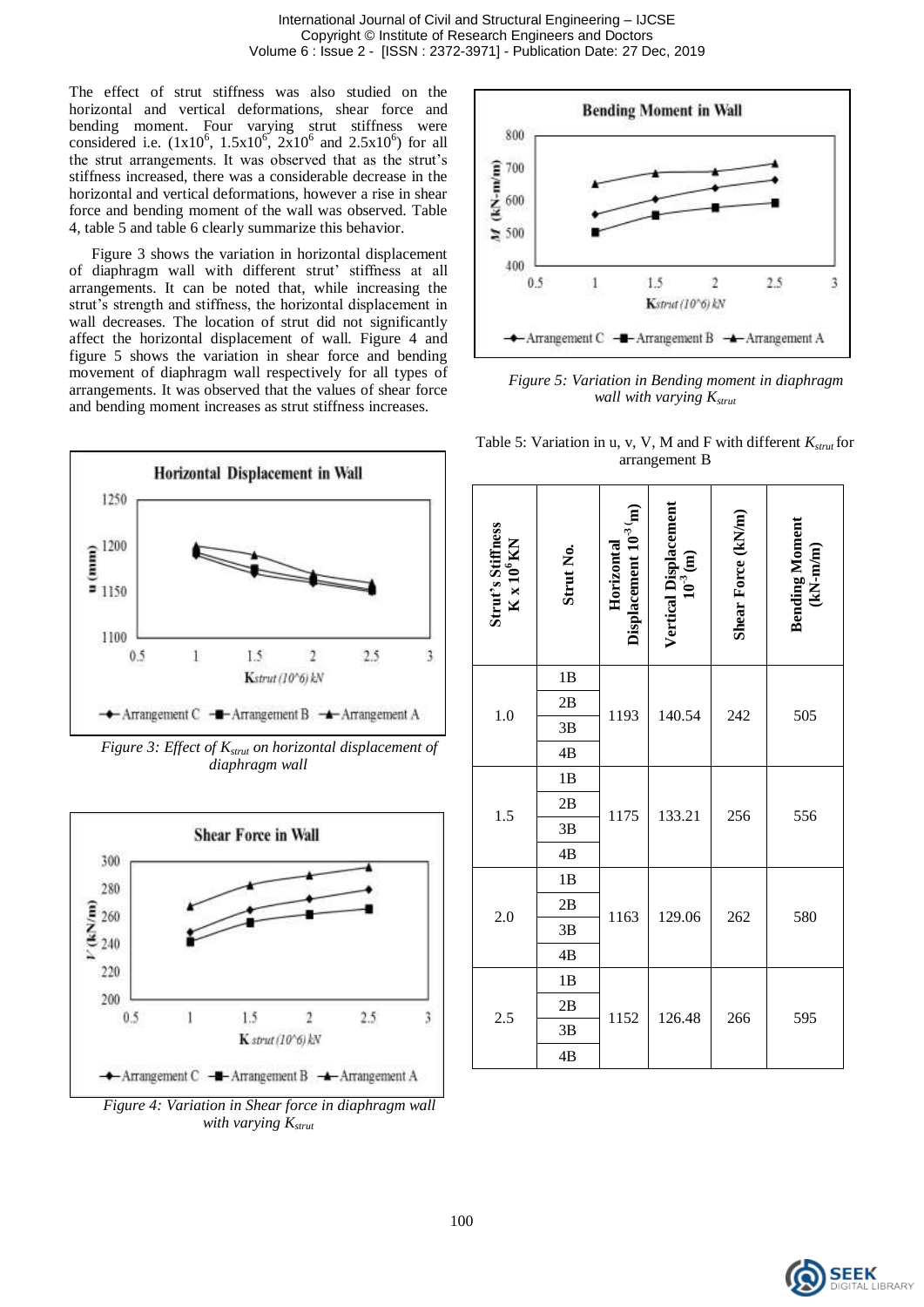The effect of strut stiffness was also studied on the horizontal and vertical deformations, shear force and bending moment. Four varying strut stiffness were considered i.e. ($1x10^6$, $1.5x10^6$, $2x10^6$ and $2.5x10^6$) for all the strut arrangements. It was observed that as the strut's stiffness increased, there was a considerable decrease in the horizontal and vertical deformations, however a rise in shear force and bending moment of the wall was observed. Table 4, table 5 and table 6 clearly summarize this behavior.

Figure 3 shows the variation in horizontal displacement of diaphragm wall with different strut' stiffness at all arrangements. It can be noted that, while increasing the strut's strength and stiffness, the horizontal displacement in wall decreases. The location of strut did not significantly affect the horizontal displacement of wall. Figure 4 and figure 5 shows the variation in shear force and bending movement of diaphragm wall respectively for all types of arrangements. It was observed that the values of shear force and bending moment increases as strut stiffness increases.

*Figure 3: Effect of $K_{strut}$ on horizontal displacement of diaphragm wall*

*Figure 4: Variation in Shear force in diaphragm wall with varying $K_{strut}$*

*Figure 5: Variation in Bending moment in diaphragm wall with varying $K_{strut}$*

Table 5: Variation in u, v, V, M and F with different $K_{strut}$ for arrangement B

| Strut's Stiffness K x $10^6$ KN | Strut No. | Horizontal Displacement $10^{-3}$ (m) | Vertical Displacement $10^{-3}$ (m) | Shear Force (kN/m) | Bending Moment (kN-m/m) |
|---|---|---|---|---|---|
| 1.0 | 1B | 1193 | 140.54 | 242 | 505 |
| | 2B | | | | |
| | 3B | | | | |
| | 4B | | | | |
| 1.5 | 1B | 1175 | 133.21 | 256 | 556 |
| | 2B | | | | |
| | 3B | | | | |
| | 4B | | | | |
| 2.0 | 1B | 1163 | 129.06 | 262 | 580 |
| | 2B | | | | |
| | 3B | | | | |
| | 4B | | | | |
| 2.5 | 1B | 1152 | 126.48 | 266 | 595 |
| | 2B | | | | |
| | 3B | | | | |
| | 4B | | | | |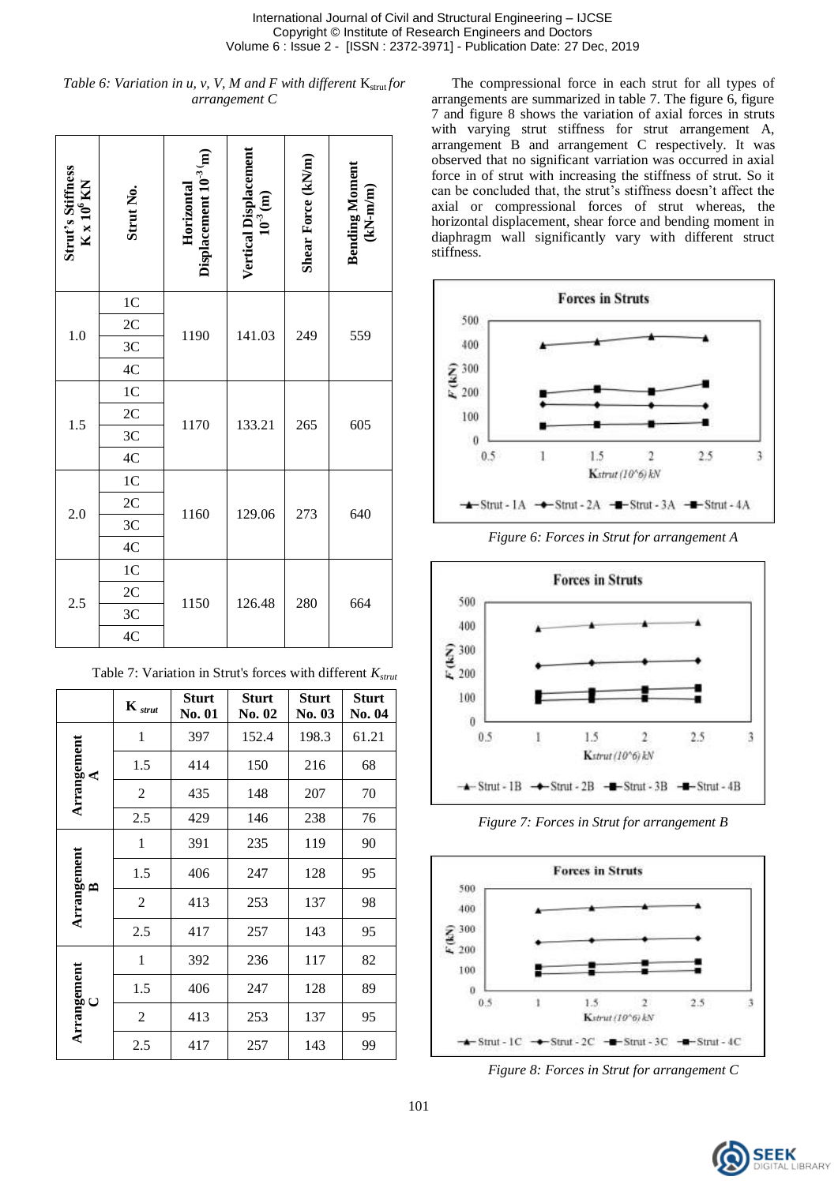*Table 6: Variation in u, v, V, M and F with different $K_{strut}$ for arrangement C*

| Strut's Stiffness $K \times 10^6$ KN | Strut No. | Horizontal Displacement $10^{-3}$ (m) | Vertical Displacement $10^{-3}$ (m) | Shear Force (kN/m) | Bending Moment (kN-m/m) |
|---|---|---|---|---|---|
| 1.0 | 1C | 1190 | 141.03 | 249 | 559 |
| | 2C | | | | |
| | 3C | | | | |
| | 4C | | | | |
| 1.5 | 1C | 1170 | 133.21 | 265 | 605 |
| | 2C | | | | |
| | 3C | | | | |
| | 4C | | | | |
| 2.0 | 1C | 1160 | 129.06 | 273 | 640 |
| | 2C | | | | |
| | 3C | | | | |
| | 4C | | | | |
| 2.5 | 1C | 1150 | 126.48 | 280 | 664 |
| | 2C | | | | |
| | 3C | | | | |
| | 4C | | | | |

Table 7: Variation in Strut's forces with different $K_{strut}$

| | $K_{strut}$ | Sturt No. 01 | Sturt No. 02 | Sturt No. 03 | Sturt No. 04 |
|---|---|---|---|---|---|
| Arrangement A | 1 | 397 | 152.4 | 198.3 | 61.21 |
| | 1.5 | 414 | 150 | 216 | 68 |
| | 2 | 435 | 148 | 207 | 70 |
| | 2.5 | 429 | 146 | 238 | 76 |
| Arrangement B | 1 | 391 | 235 | 119 | 90 |
| | 1.5 | 406 | 247 | 128 | 95 |
| | 2 | 413 | 253 | 137 | 98 |
| | 2.5 | 417 | 257 | 143 | 95 |
| Arrangement C | 1 | 392 | 236 | 117 | 82 |
| | 1.5 | 406 | 247 | 128 | 89 |
| | 2 | 413 | 253 | 137 | 95 |
| | 2.5 | 417 | 257 | 143 | 99 |

The compressional force in each strut for all types of arrangements are summarized in table 7. The figure 6, figure 7 and figure 8 shows the variation of axial forces in struts with varying strut stiffness for strut arrangement A, arrangement B and arrangement C respectively. It was observed that no significant varriation was occurred in axial force in of strut with increasing the stiffness of strut. So it can be concluded that, the strut's stiffness doesn't affect the axial or compressional forces of strut whereas, the horizontal displacement, shear force and bending moment in diaphragm wall significantly vary with different struct stiffness.

*Figure 6: Forces in Strut for arrangement A*

*Figure 7: Forces in Strut for arrangement B*

*Figure 8: Forces in Strut for arrangement C*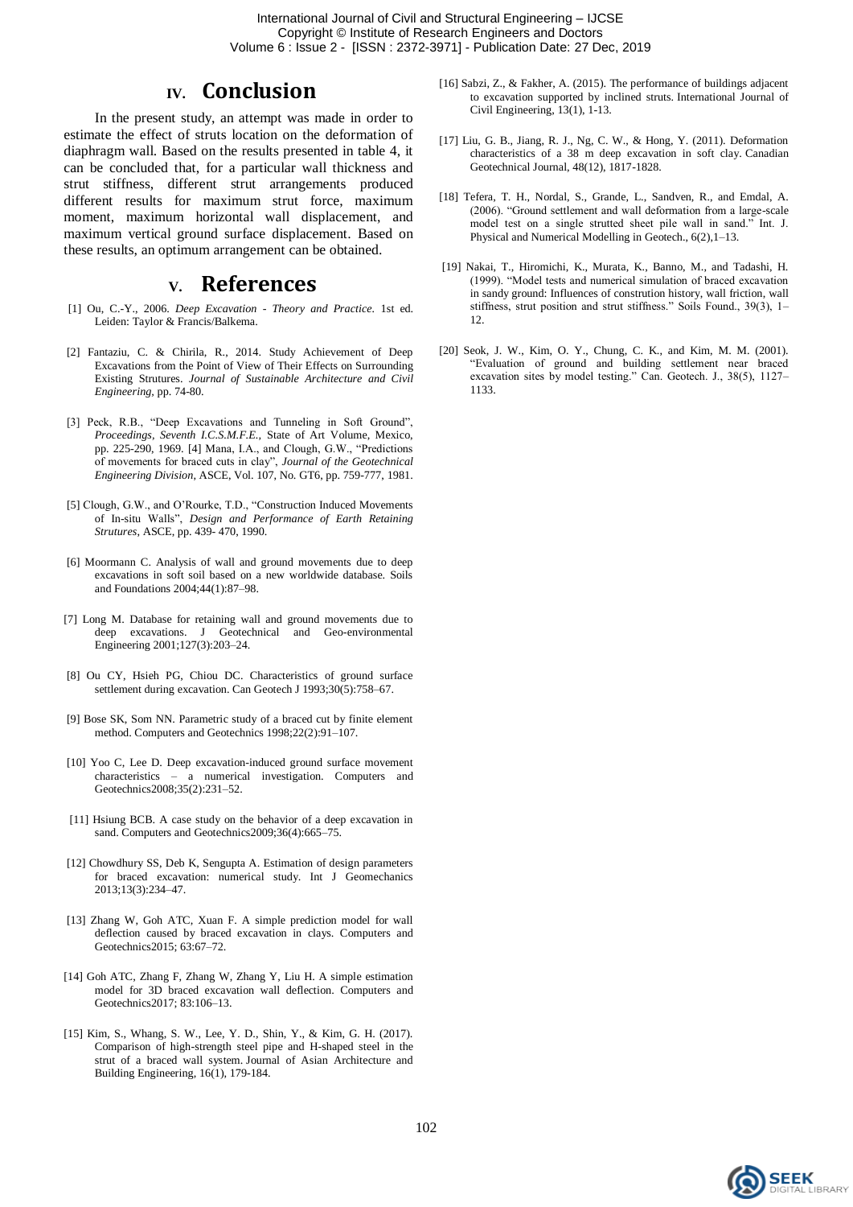## IV. Conclusion

In the present study, an attempt was made in order to estimate the effect of struts location on the deformation of diaphragm wall. Based on the results presented in table 4, it can be concluded that, for a particular wall thickness and strut stiffness, different strut arrangements produced different results for maximum strut force, maximum moment, maximum horizontal wall displacement, and maximum vertical ground surface displacement. Based on these results, an optimum arrangement can be obtained.

## V. References

[1] Ou, C.-Y., 2006. *Deep Excavation - Theory and Practice.* 1st ed. Leiden: Taylor & Francis/Balkema.

[2] Fantaziu, C. & Chirila, R., 2014. Study Achievement of Deep Excavations from the Point of View of Their Effects on Surrounding Existing Strutures. *Journal of Sustainable Architecture and Civil Engineering,* pp. 74-80.

[3] Peck, R.B., "Deep Excavations and Tunneling in Soft Ground", *Proceedings, Seventh I.C.S.M.F.E.,* State of Art Volume, Mexico, pp. 225-290, 1969. [4] Mana, I.A., and Clough, G.W., "Predictions of movements for braced cuts in clay", *Journal of the Geotechnical Engineering Division,* ASCE, Vol. 107, No. GT6, pp. 759-777, 1981.

[5] Clough, G.W., and O'Rourke, T.D., "Construction Induced Movements of In-situ Walls", *Design and Performance of Earth Retaining Strutures,* ASCE, pp. 439- 470, 1990.

[6] Moormann C. Analysis of wall and ground movements due to deep excavations in soft soil based on a new worldwide database. Soils and Foundations 2004;44(1):87–98.

[7] Long M. Database for retaining wall and ground movements due to deep excavations. J Geotechnical and Geo-environmental Engineering 2001;127(3):203–24.

[8] Ou CY, Hsieh PG, Chiou DC. Characteristics of ground surface settlement during excavation. Can Geotech J 1993;30(5):758–67.

[9] Bose SK, Som NN. Parametric study of a braced cut by finite element method. Computers and Geotechnics 1998;22(2):91–107.

[10] Yoo C, Lee D. Deep excavation-induced ground surface movement characteristics – a numerical investigation. Computers and Geotechnics2008;35(2):231–52.

[11] Hsiung BCB. A case study on the behavior of a deep excavation in sand. Computers and Geotechnics2009;36(4):665–75.

[12] Chowdhury SS, Deb K, Sengupta A. Estimation of design parameters for braced excavation: numerical study. Int J Geomechanics 2013;13(3):234–47.

[13] Zhang W, Goh ATC, Xuan F. A simple prediction model for wall deflection caused by braced excavation in clays. Computers and Geotechnics2015; 63:67–72.

[14] Goh ATC, Zhang F, Zhang W, Zhang Y, Liu H. A simple estimation model for 3D braced excavation wall deflection. Computers and Geotechnics2017; 83:106–13.

[15] Kim, S., Whang, S. W., Lee, Y. D., Shin, Y., & Kim, G. H. (2017). Comparison of high-strength steel pipe and H-shaped steel in the strut of a braced wall system. Journal of Asian Architecture and Building Engineering, 16(1), 179-184.

[16] Sabzi, Z., & Fakher, A. (2015). The performance of buildings adjacent to excavation supported by inclined struts. International Journal of Civil Engineering, 13(1), 1-13.

[17] Liu, G. B., Jiang, R. J., Ng, C. W., & Hong, Y. (2011). Deformation characteristics of a 38 m deep excavation in soft clay. Canadian Geotechnical Journal, 48(12), 1817-1828.

[18] Tefera, T. H., Nordal, S., Grande, L., Sandven, R., and Emdal, A. (2006). "Ground settlement and wall deformation from a large-scale model test on a single strutted sheet pile wall in sand." Int. J. Physical and Numerical Modelling in Geotech., 6(2),1–13.

[19] Nakai, T., Hiromichi, K., Murata, K., Banno, M., and Tadashi, H. (1999). "Model tests and numerical simulation of braced excavation in sandy ground: Influences of constrution history, wall friction, wall stiffness, strut position and strut stiffness." Soils Found., 39(3), 1–12.

[20] Seok, J. W., Kim, O. Y., Chung, C. K., and Kim, M. M. (2001). "Evaluation of ground and building settlement near braced excavation sites by model testing." Can. Geotech. J., 38(5), 1127–1133.